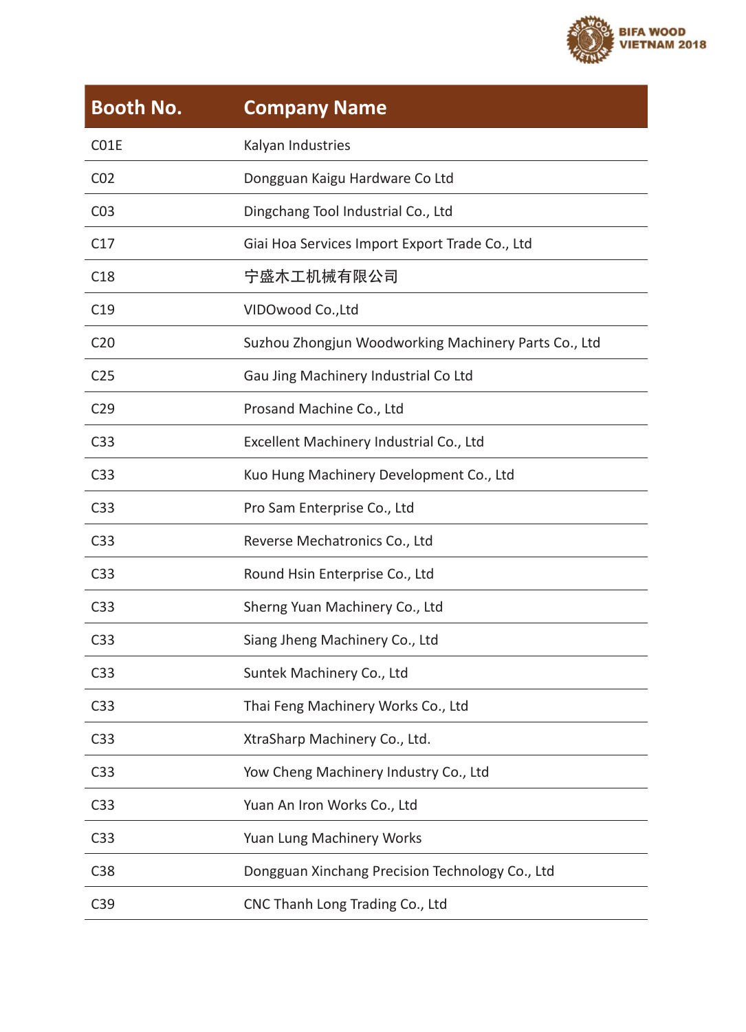| Booth No. | Company Name |
| --- | --- |
| C01E | Kalyan Industries |
| C02 | Dongguan Kaigu Hardware Co Ltd |
| C03 | Dingchang Tool Industrial Co., Ltd |
| C17 | Giai Hoa Services Import Export Trade Co., Ltd |
| C18 | 宁盛木工机械有限公司 |
| C19 | VIDOwood Co.,Ltd |
| C20 | Suzhou Zhongjun Woodworking Machinery Parts Co., Ltd |
| C25 | Gau Jing Machinery Industrial Co Ltd |
| C29 | Prosand Machine Co., Ltd |
| C33 | Excellent Machinery Industrial Co., Ltd |
| C33 | Kuo Hung Machinery Development Co., Ltd |
| C33 | Pro Sam Enterprise Co., Ltd |
| C33 | Reverse Mechatronics Co., Ltd |
| C33 | Round Hsin Enterprise Co., Ltd |
| C33 | Sherng Yuan Machinery Co., Ltd |
| C33 | Siang Jheng Machinery Co., Ltd |
| C33 | Suntek Machinery Co., Ltd |
| C33 | Thai Feng Machinery Works Co., Ltd |
| C33 | XtraSharp Machinery Co., Ltd. |
| C33 | Yow Cheng Machinery Industry Co., Ltd |
| C33 | Yuan An Iron Works Co., Ltd |
| C33 | Yuan Lung Machinery Works |
| C38 | Dongguan Xinchang Precision Technology Co., Ltd |
| C39 | CNC Thanh Long Trading Co., Ltd |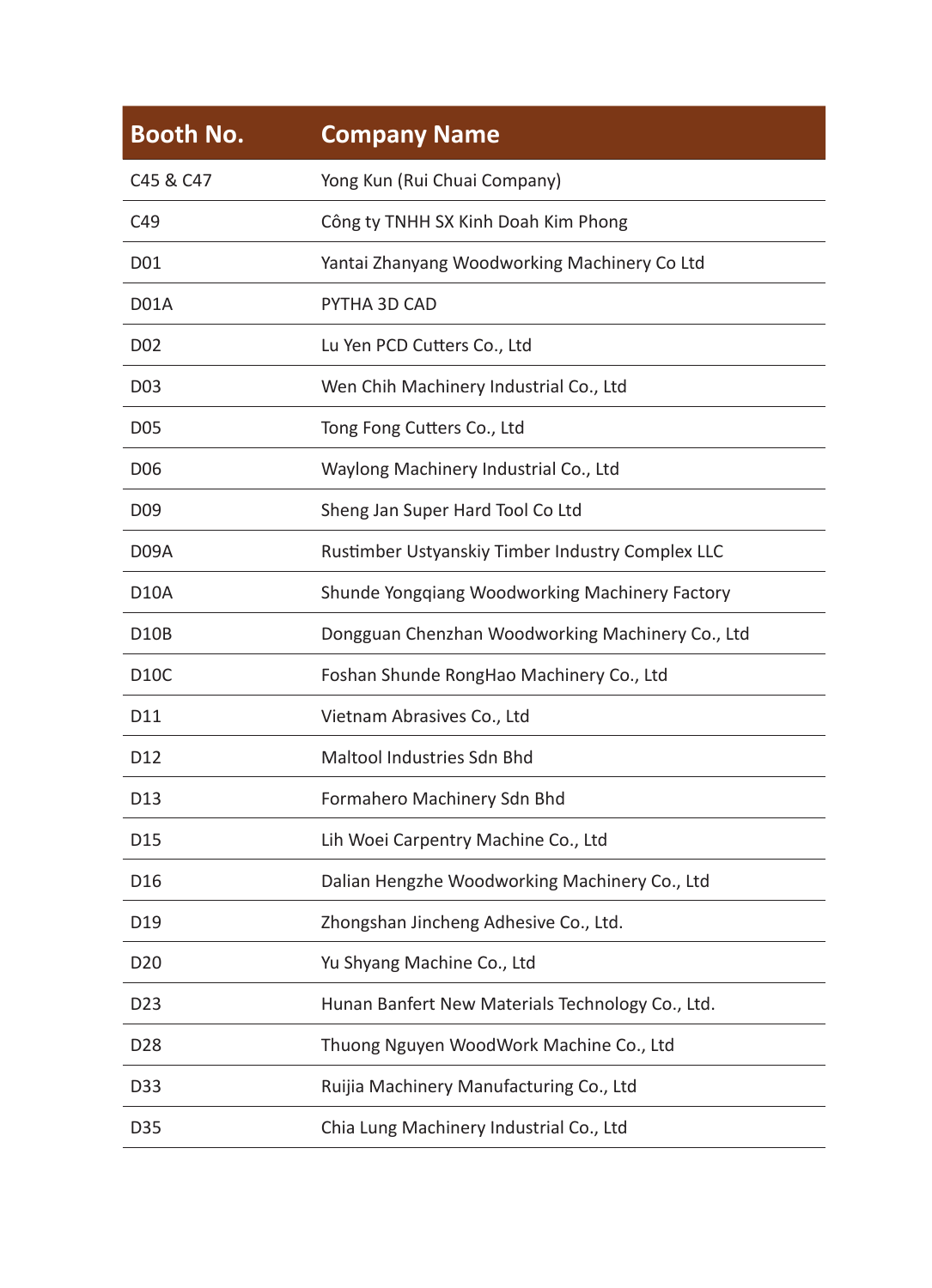| Booth No. | Company Name |
| --- | --- |
| C45 & C47 | Yong Kun (Rui Chuai Company) |
| C49 | Công ty TNHH SX Kinh Doah Kim Phong |
| D01 | Yantai Zhanyang Woodworking Machinery Co Ltd |
| D01A | PYTHA 3D CAD |
| D02 | Lu Yen PCD Cutters Co., Ltd |
| D03 | Wen Chih Machinery Industrial Co., Ltd |
| D05 | Tong Fong Cutters Co., Ltd |
| D06 | Waylong Machinery Industrial Co., Ltd |
| D09 | Sheng Jan Super Hard Tool Co Ltd |
| D09A | Rustimber Ustyanskiy Timber Industry Complex LLC |
| D10A | Shunde Yongqiang Woodworking Machinery Factory |
| D10B | Dongguan Chenzhan Woodworking Machinery Co., Ltd |
| D10C | Foshan Shunde RongHao Machinery Co., Ltd |
| D11 | Vietnam Abrasives Co., Ltd |
| D12 | Maltool Industries Sdn Bhd |
| D13 | Formahero Machinery Sdn Bhd |
| D15 | Lih Woei Carpentry Machine Co., Ltd |
| D16 | Dalian Hengzhe Woodworking Machinery Co., Ltd |
| D19 | Zhongshan Jincheng Adhesive Co., Ltd. |
| D20 | Yu Shyang Machine Co., Ltd |
| D23 | Hunan Banfert New Materials Technology Co., Ltd. |
| D28 | Thuong Nguyen WoodWork Machine Co., Ltd |
| D33 | Ruijia Machinery Manufacturing Co., Ltd |
| D35 | Chia Lung Machinery Industrial Co., Ltd |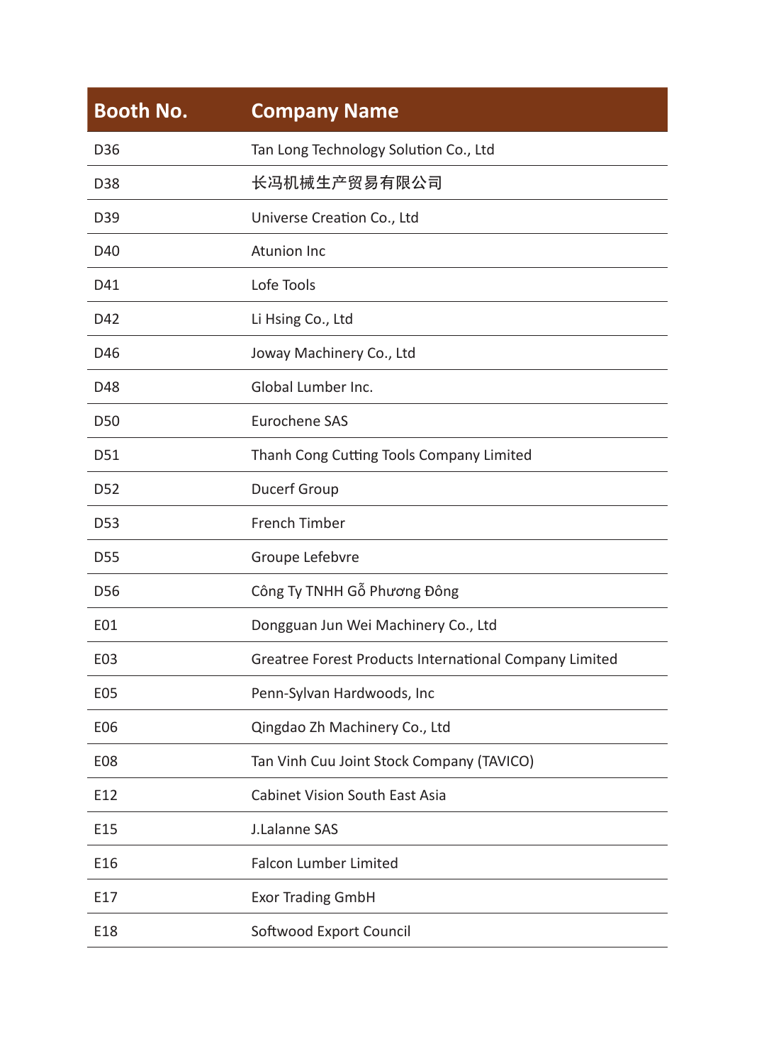| Booth No. | Company Name |
| --- | --- |
| D36 | Tan Long Technology Solution Co., Ltd |
| D38 | 长冯机械生产贸易有限公司 |
| D39 | Universe Creation Co., Ltd |
| D40 | Atunion Inc |
| D41 | Lofe Tools |
| D42 | Li Hsing Co., Ltd |
| D46 | Joway Machinery Co., Ltd |
| D48 | Global Lumber Inc. |
| D50 | Eurochene SAS |
| D51 | Thanh Cong Cutting Tools Company Limited |
| D52 | Ducerf Group |
| D53 | French Timber |
| D55 | Groupe Lefebvre |
| D56 | Công Ty TNHH Gỗ Phương Đông |
| E01 | Dongguan Jun Wei Machinery Co., Ltd |
| E03 | Greatree Forest Products International Company Limited |
| E05 | Penn-Sylvan Hardwoods, Inc |
| E06 | Qingdao Zh Machinery Co., Ltd |
| E08 | Tan Vinh Cuu Joint Stock Company (TAVICO) |
| E12 | Cabinet Vision South East Asia |
| E15 | J.Lalanne SAS |
| E16 | Falcon Lumber Limited |
| E17 | Exor Trading GmbH |
| E18 | Softwood Export Council |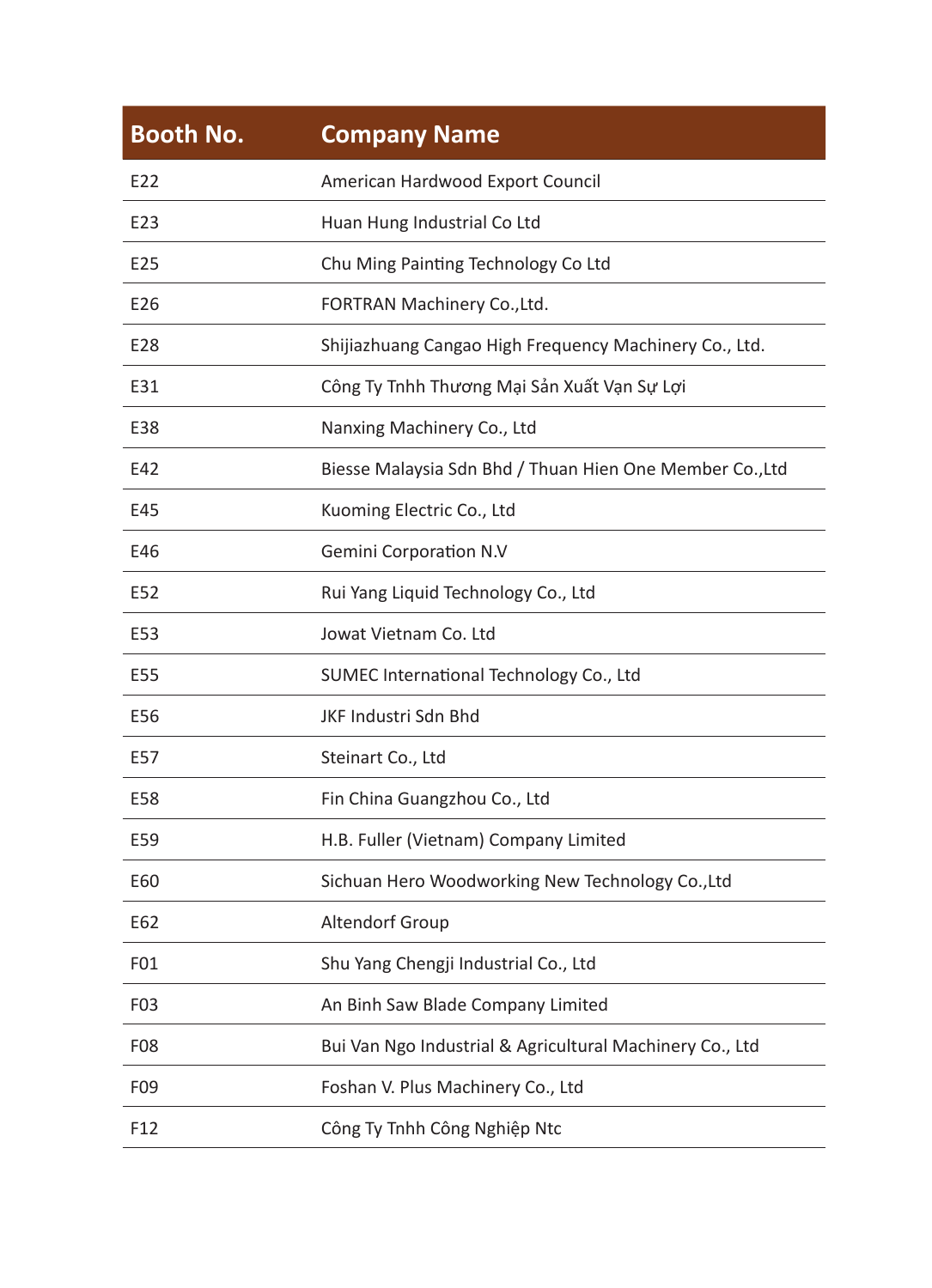| Booth No. | Company Name |
| --- | --- |
| E22 | American Hardwood Export Council |
| E23 | Huan Hung Industrial Co Ltd |
| E25 | Chu Ming Painting Technology Co Ltd |
| E26 | FORTRAN Machinery Co.,Ltd. |
| E28 | Shijiazhuang Cangao High Frequency Machinery Co., Ltd. |
| E31 | Công Ty Tnhh Thương Mại Sản Xuất Vạn Sự Lợi |
| E38 | Nanxing Machinery Co., Ltd |
| E42 | Biesse Malaysia Sdn Bhd / Thuan Hien One Member Co.,Ltd |
| E45 | Kuoming Electric Co., Ltd |
| E46 | Gemini Corporation N.V |
| E52 | Rui Yang Liquid Technology Co., Ltd |
| E53 | Jowat Vietnam Co. Ltd |
| E55 | SUMEC International Technology Co., Ltd |
| E56 | JKF Industri Sdn Bhd |
| E57 | Steinart Co., Ltd |
| E58 | Fin China Guangzhou Co., Ltd |
| E59 | H.B. Fuller (Vietnam) Company Limited |
| E60 | Sichuan Hero Woodworking New Technology Co.,Ltd |
| E62 | Altendorf Group |
| F01 | Shu Yang Chengji Industrial Co., Ltd |
| F03 | An Binh Saw Blade Company Limited |
| F08 | Bui Van Ngo Industrial & Agricultural Machinery Co., Ltd |
| F09 | Foshan V. Plus Machinery Co., Ltd |
| F12 | Công Ty Tnhh Công Nghiệp Ntc |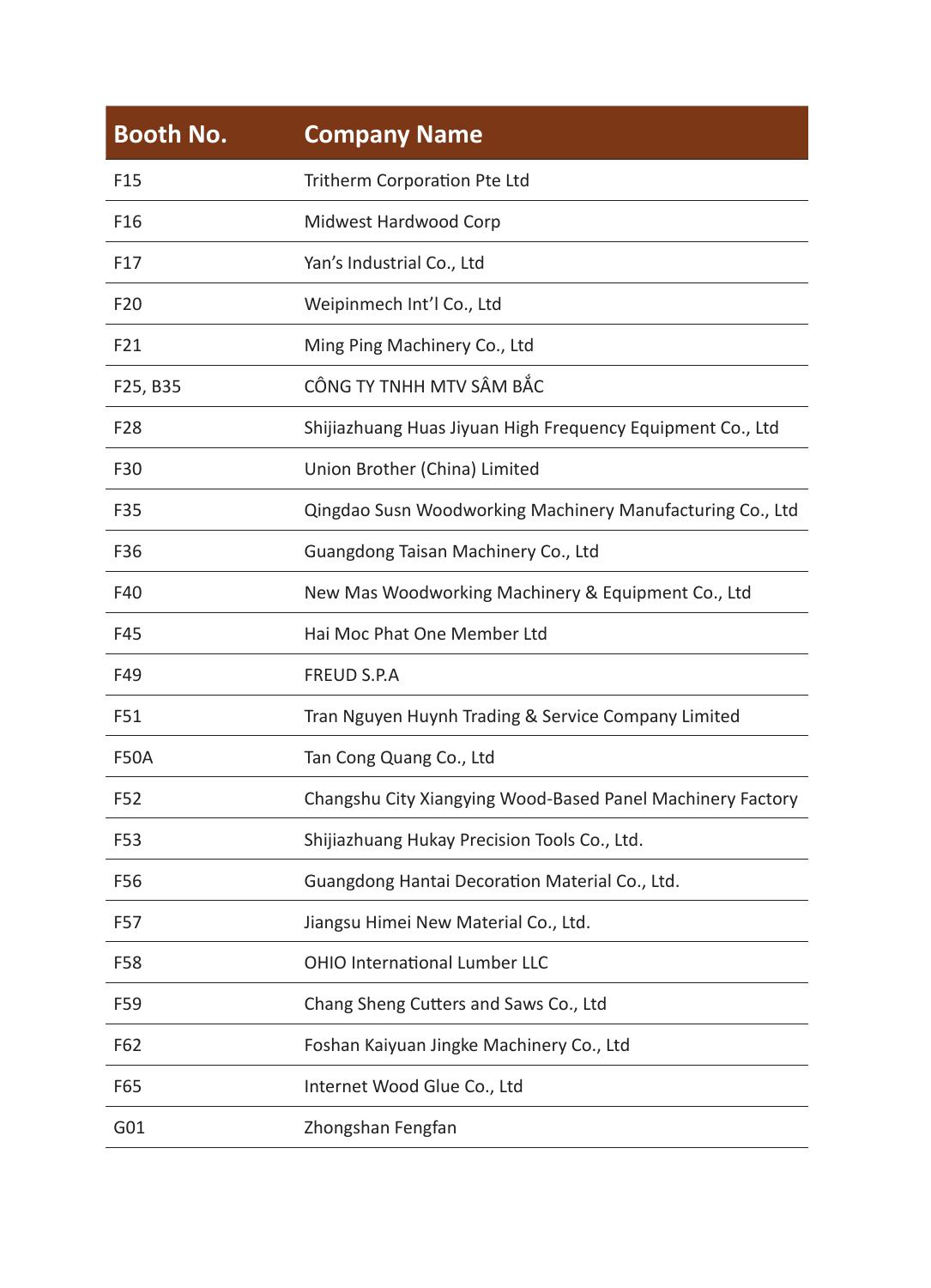| Booth No. | Company Name |
|---|---|
| F15 | Tritherm Corporation Pte Ltd |
| F16 | Midwest Hardwood Corp |
| F17 | Yan's Industrial Co., Ltd |
| F20 | Weipinmech Int'l Co., Ltd |
| F21 | Ming Ping Machinery Co., Ltd |
| F25, B35 | CÔNG TY TNHH MTV SÂM BẮC |
| F28 | Shijiazhuang Huas Jiyuan High Frequency Equipment Co., Ltd |
| F30 | Union Brother (China) Limited |
| F35 | Qingdao Susn Woodworking Machinery Manufacturing Co., Ltd |
| F36 | Guangdong Taisan Machinery Co., Ltd |
| F40 | New Mas Woodworking Machinery & Equipment Co., Ltd |
| F45 | Hai Moc Phat One Member Ltd |
| F49 | FREUD S.P.A |
| F51 | Tran Nguyen Huynh Trading & Service Company Limited |
| F50A | Tan Cong Quang Co., Ltd |
| F52 | Changshu City Xiangying Wood-Based Panel Machinery Factory |
| F53 | Shijiazhuang Hukay Precision Tools Co., Ltd. |
| F56 | Guangdong Hantai Decoration Material Co., Ltd. |
| F57 | Jiangsu Himei New Material Co., Ltd. |
| F58 | OHIO International Lumber LLC |
| F59 | Chang Sheng Cutters and Saws Co., Ltd |
| F62 | Foshan Kaiyuan Jingke Machinery Co., Ltd |
| F65 | Internet Wood Glue Co., Ltd |
| G01 | Zhongshan Fengfan |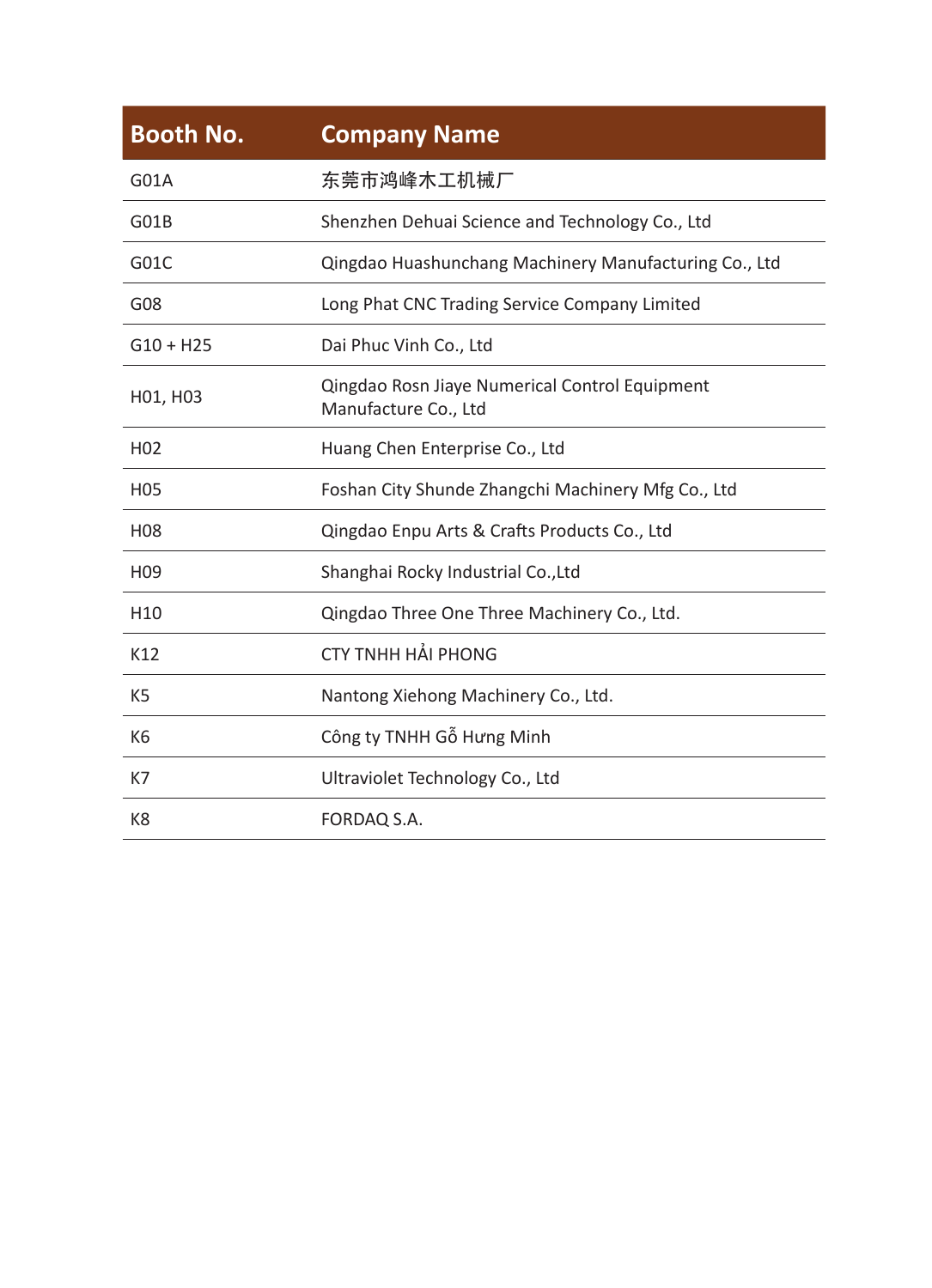| Booth No. | Company Name |
|---|---|
| G01A | 东莞市鸿峰木工机械厂 |
| G01B | Shenzhen Dehuai Science and Technology Co., Ltd |
| G01C | Qingdao Huashunchang Machinery Manufacturing Co., Ltd |
| G08 | Long Phat CNC Trading Service Company Limited |
| G10 + H25 | Dai Phuc Vinh Co., Ltd |
| H01, H03 | Qingdao Rosn Jiaye Numerical Control Equipment Manufacture Co., Ltd |
| H02 | Huang Chen Enterprise Co., Ltd |
| H05 | Foshan City Shunde Zhangchi Machinery Mfg Co., Ltd |
| H08 | Qingdao Enpu Arts & Crafts Products Co., Ltd |
| H09 | Shanghai Rocky Industrial Co.,Ltd |
| H10 | Qingdao Three One Three Machinery Co., Ltd. |
| K12 | CTY TNHH HẢI PHONG |
| K5 | Nantong Xiehong Machinery Co., Ltd. |
| K6 | Công ty TNHH Gỗ Hưng Minh |
| K7 | Ultraviolet Technology Co., Ltd |
| K8 | FORDAQ S.A. |